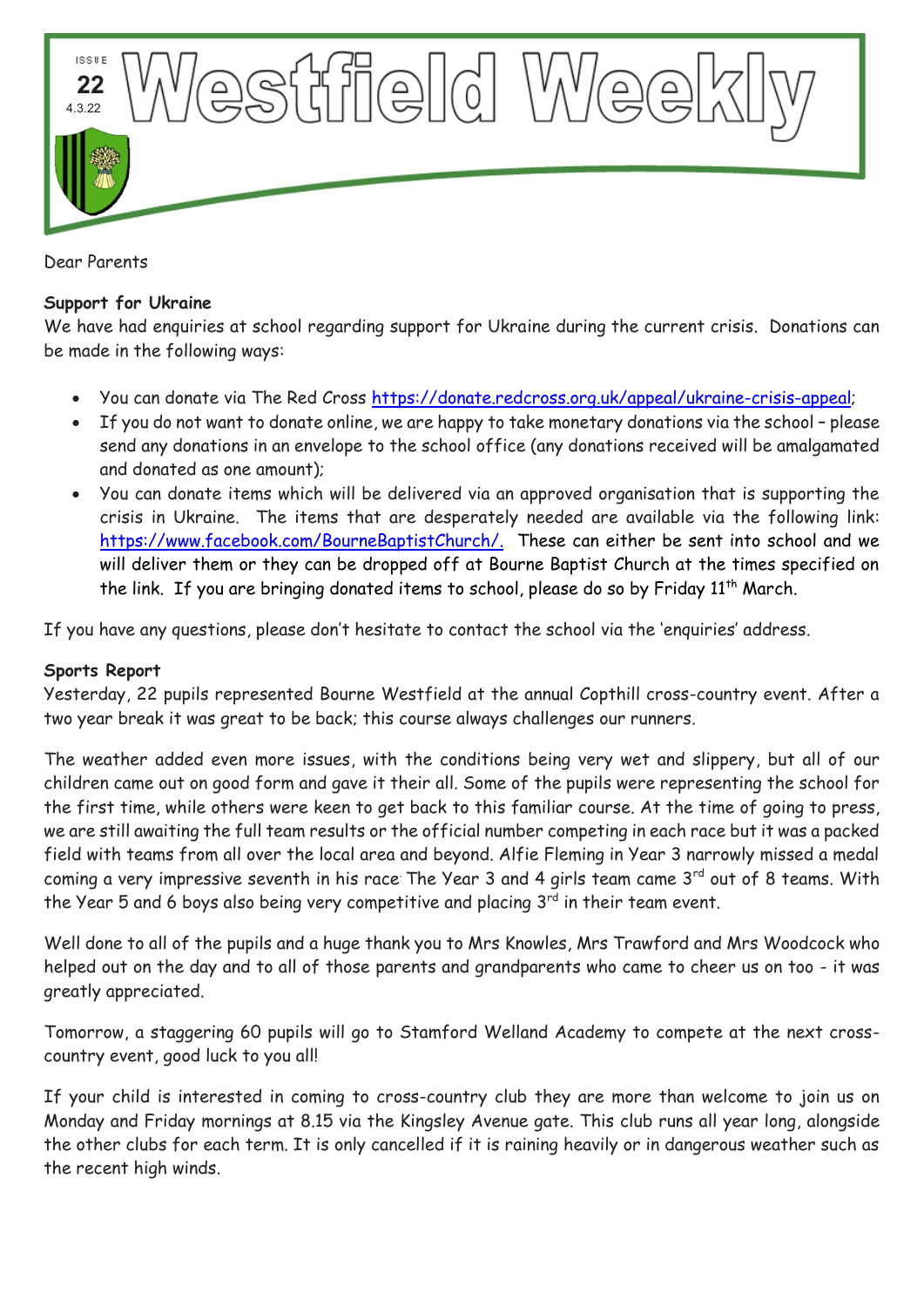# Westfield Weekly

ISSUE **22** 4.3.22

Dear Parents

**Support for Ukraine**

We have had enquiries at school regarding support for Ukraine during the current crisis. Donations can be made in the following ways:

- You can donate via The Red Cross https://donate.redcross.org.uk/appeal/ukraine-crisis-appeal;
- If you do not want to donate online, we are happy to take monetary donations via the school – please send any donations in an envelope to the school office (any donations received will be amalgamated and donated as one amount);
- You can donate items which will be delivered via an approved organisation that is supporting the crisis in Ukraine. The items that are desperately needed are available via the following link: https://www.facebook.com/BourneBaptistChurch/. These can either be sent into school and we will deliver them or they can be dropped off at Bourne Baptist Church at the times specified on the link. If you are bringing donated items to school, please do so by Friday 11th March.

If you have any questions, please don't hesitate to contact the school via the 'enquiries' address.

**Sports Report**

Yesterday, 22 pupils represented Bourne Westfield at the annual Copthill cross-country event. After a two year break it was great to be back; this course always challenges our runners.

The weather added even more issues, with the conditions being very wet and slippery, but all of our children came out on good form and gave it their all. Some of the pupils were representing the school for the first time, while others were keen to get back to this familiar course. At the time of going to press, we are still awaiting the full team results or the official number competing in each race but it was a packed field with teams from all over the local area and beyond. Alfie Fleming in Year 3 narrowly missed a medal coming a very impressive seventh in his race. The Year 3 and 4 girls team came 3rd out of 8 teams. With the Year 5 and 6 boys also being very competitive and placing 3rd in their team event.

Well done to all of the pupils and a huge thank you to Mrs Knowles, Mrs Trawford and Mrs Woodcock who helped out on the day and to all of those parents and grandparents who came to cheer us on too - it was greatly appreciated.

Tomorrow, a staggering 60 pupils will go to Stamford Welland Academy to compete at the next cross-country event, good luck to you all!

If your child is interested in coming to cross-country club they are more than welcome to join us on Monday and Friday mornings at 8.15 via the Kingsley Avenue gate. This club runs all year long, alongside the other clubs for each term. It is only cancelled if it is raining heavily or in dangerous weather such as the recent high winds.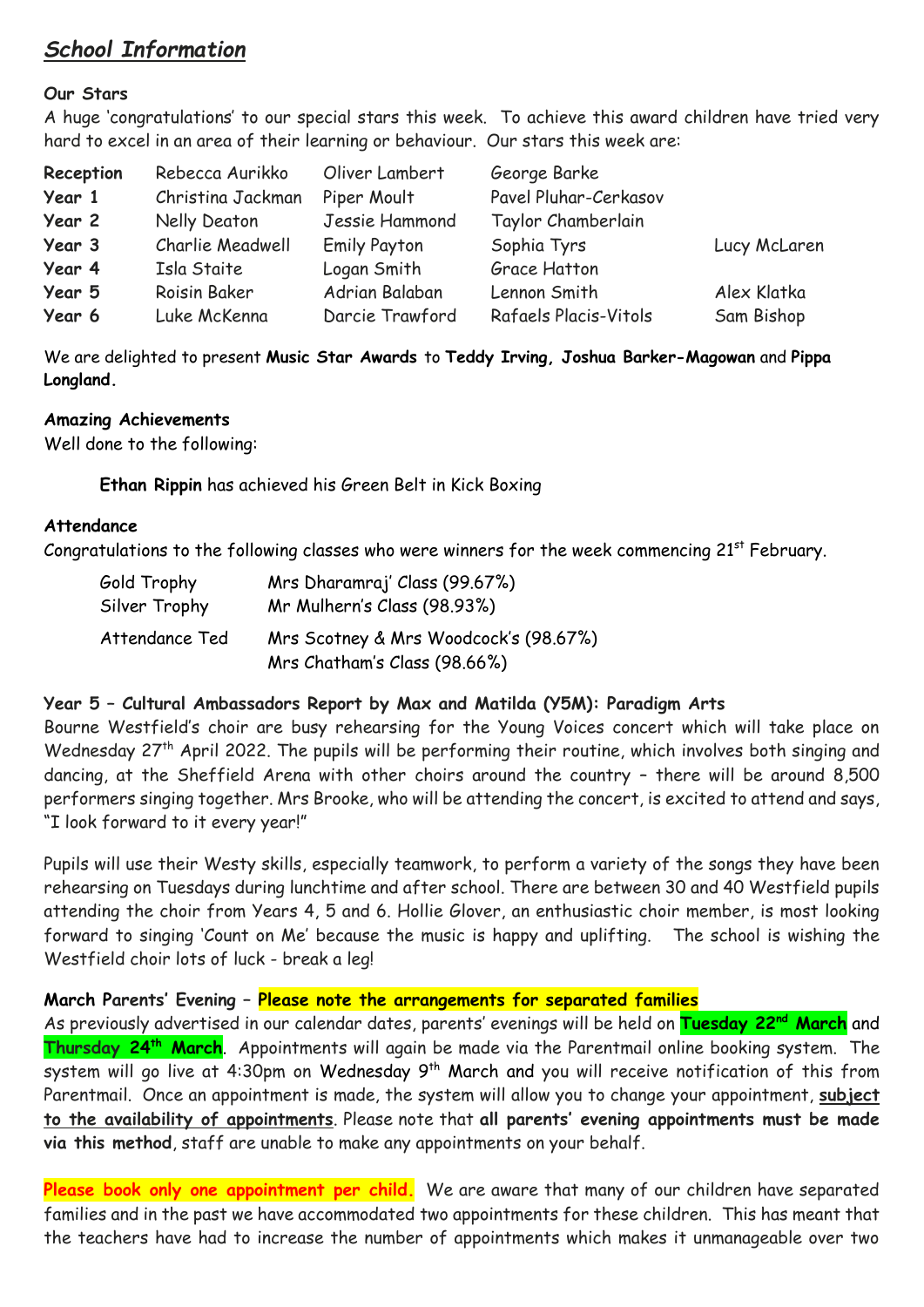## *School Information*

**Our Stars**

A huge 'congratulations' to our special stars this week. To achieve this award children have tried very hard to excel in an area of their learning or behaviour. Our stars this week are:

| | | | | |
|---|---|---|---|---|
| **Reception** | Rebecca Aurikko | Oliver Lambert | George Barke | |
| **Year 1** | Christina Jackman | Piper Moult | Pavel Pluhar-Cerkasov | |
| **Year 2** | Nelly Deaton | Jessie Hammond | Taylor Chamberlain | |
| **Year 3** | Charlie Meadwell | Emily Payton | Sophia Tyrs | Lucy McLaren |
| **Year 4** | Isla Staite | Logan Smith | Grace Hatton | |
| **Year 5** | Roisin Baker | Adrian Balaban | Lennon Smith | Alex Klatka |
| **Year 6** | Luke McKenna | Darcie Trawford | Rafaels Placis-Vitols | Sam Bishop |

We are delighted to present **Music Star Awards** to **Teddy Irving, Joshua Barker-Magowan** and **Pippa Longland.**

**Amazing Achievements**

Well done to the following:

**Ethan Rippin** has achieved his Green Belt in Kick Boxing

**Attendance**

Congratulations to the following classes who were winners for the week commencing 21st February.

| | |
|---|---|
| Gold Trophy | Mrs Dharamraj' Class (99.67%) |
| Silver Trophy | Mr Mulhern's Class (98.93%) |
| Attendance Ted | Mrs Scotney & Mrs Woodcock's (98.67%) |
| | Mrs Chatham's Class (98.66%) |

**Year 5 – Cultural Ambassadors Report by Max and Matilda (Y5M): Paradigm Arts**

Bourne Westfield's choir are busy rehearsing for the Young Voices concert which will take place on Wednesday 27th April 2022. The pupils will be performing their routine, which involves both singing and dancing, at the Sheffield Arena with other choirs around the country – there will be around 8,500 performers singing together. Mrs Brooke, who will be attending the concert, is excited to attend and says, "I look forward to it every year!"

Pupils will use their Westy skills, especially teamwork, to perform a variety of the songs they have been rehearsing on Tuesdays during lunchtime and after school. There are between 30 and 40 Westfield pupils attending the choir from Years 4, 5 and 6. Hollie Glover, an enthusiastic choir member, is most looking forward to singing 'Count on Me' because the music is happy and uplifting. The school is wishing the Westfield choir lots of luck - break a leg!

**March Parents' Evening – Please note the arrangements for separated families**

As previously advertised in our calendar dates, parents' evenings will be held on **Tuesday 22nd March** and **Thursday 24th March**. Appointments will again be made via the Parentmail online booking system. The system will go live at 4:30pm on Wednesday 9th March and you will receive notification of this from Parentmail. Once an appointment is made, the system will allow you to change your appointment, **subject to the availability of appointments**. Please note that **all parents' evening appointments must be made via this method**, staff are unable to make any appointments on your behalf.

**Please book only one appointment per child.** We are aware that many of our children have separated families and in the past we have accommodated two appointments for these children. This has meant that the teachers have had to increase the number of appointments which makes it unmanageable over two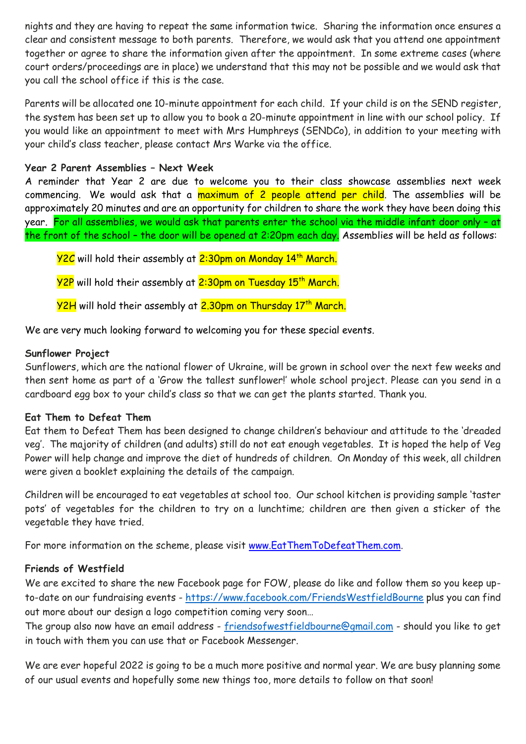nights and they are having to repeat the same information twice. Sharing the information once ensures a clear and consistent message to both parents. Therefore, we would ask that you attend one appointment together or agree to share the information given after the appointment. In some extreme cases (where court orders/proceedings are in place) we understand that this may not be possible and we would ask that you call the school office if this is the case.

Parents will be allocated one 10-minute appointment for each child. If your child is on the SEND register, the system has been set up to allow you to book a 20-minute appointment in line with our school policy. If you would like an appointment to meet with Mrs Humphreys (SENDCo), in addition to your meeting with your child's class teacher, please contact Mrs Warke via the office.

**Year 2 Parent Assemblies – Next Week**

A reminder that Year 2 are due to welcome you to their class showcase assemblies next week commencing. We would ask that a maximum of 2 people attend per child. The assemblies will be approximately 20 minutes and are an opportunity for children to share the work they have been doing this year. For all assemblies, we would ask that parents enter the school via the middle infant door only – at the front of the school – the door will be opened at 2:20pm each day. Assemblies will be held as follows:

Y2C will hold their assembly at 2:30pm on Monday 14th March.

Y2P will hold their assembly at 2:30pm on Tuesday 15th March.

Y2H will hold their assembly at 2.30pm on Thursday 17th March.

We are very much looking forward to welcoming you for these special events.

**Sunflower Project**

Sunflowers, which are the national flower of Ukraine, will be grown in school over the next few weeks and then sent home as part of a 'Grow the tallest sunflower!' whole school project. Please can you send in a cardboard egg box to your child's class so that we can get the plants started. Thank you.

**Eat Them to Defeat Them**

Eat them to Defeat Them has been designed to change children's behaviour and attitude to the 'dreaded veg'. The majority of children (and adults) still do not eat enough vegetables. It is hoped the help of Veg Power will help change and improve the diet of hundreds of children. On Monday of this week, all children were given a booklet explaining the details of the campaign.

Children will be encouraged to eat vegetables at school too. Our school kitchen is providing sample 'taster pots' of vegetables for the children to try on a lunchtime; children are then given a sticker of the vegetable they have tried.

For more information on the scheme, please visit [www.EatThemToDefeatThem.com](http://www.EatThemToDefeatThem.com).

**Friends of Westfield**

We are excited to share the new Facebook page for FOW, please do like and follow them so you keep up-to-date on our fundraising events - [https://www.facebook.com/FriendsWestfieldBourne](https://www.facebook.com/FriendsWestfieldBourne) plus you can find out more about our design a logo competition coming very soon…

The group also now have an email address - [friendsofwestfieldbourne@gmail.com](mailto:friendsofwestfieldbourne@gmail.com) - should you like to get in touch with them you can use that or Facebook Messenger.

We are ever hopeful 2022 is going to be a much more positive and normal year. We are busy planning some of our usual events and hopefully some new things too, more details to follow on that soon!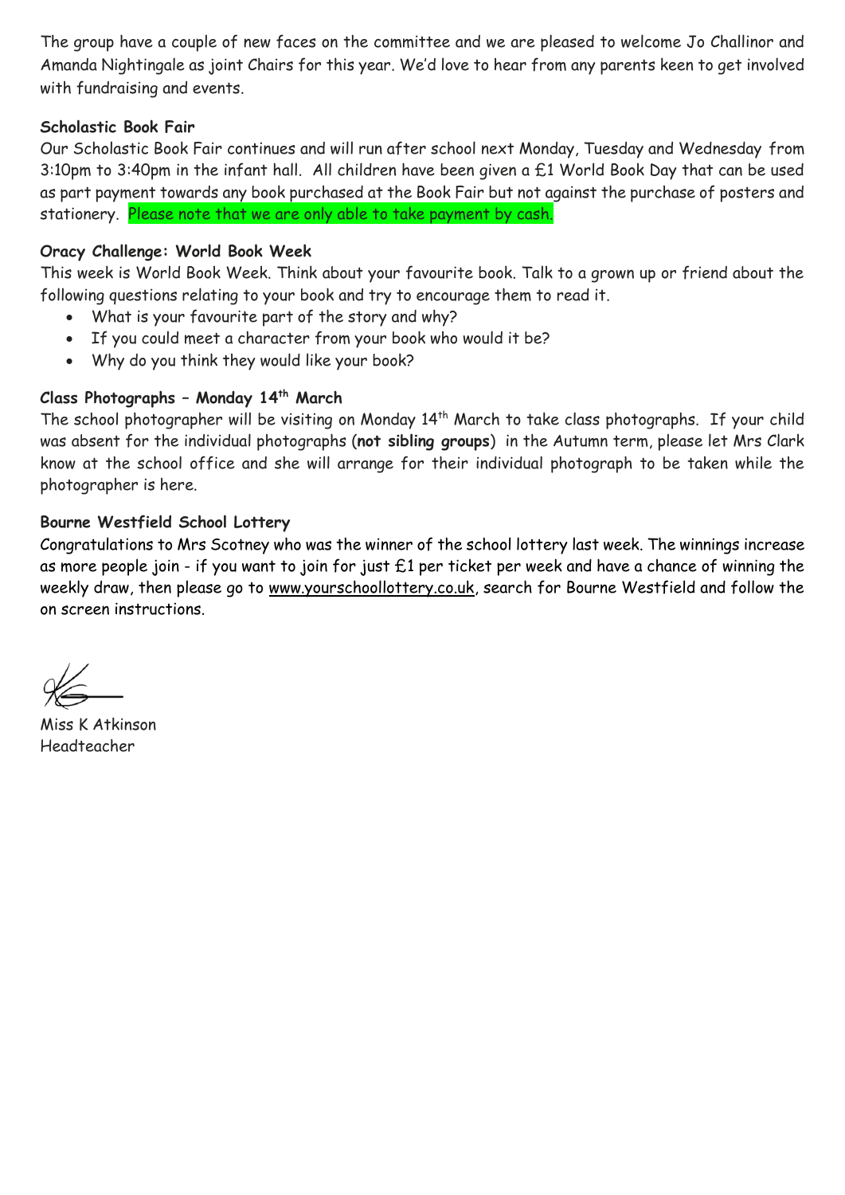The group have a couple of new faces on the committee and we are pleased to welcome Jo Challinor and Amanda Nightingale as joint Chairs for this year. We'd love to hear from any parents keen to get involved with fundraising and events.

**Scholastic Book Fair**

Our Scholastic Book Fair continues and will run after school next Monday, Tuesday and Wednesday from 3:10pm to 3:40pm in the infant hall. All children have been given a £1 World Book Day that can be used as part payment towards any book purchased at the Book Fair but not against the purchase of posters and stationery. Please note that we are only able to take payment by cash.

**Oracy Challenge: World Book Week**

This week is World Book Week. Think about your favourite book. Talk to a grown up or friend about the following questions relating to your book and try to encourage them to read it.

- What is your favourite part of the story and why?
- If you could meet a character from your book who would it be?
- Why do you think they would like your book?

**Class Photographs – Monday 14th March**

The school photographer will be visiting on Monday 14th March to take class photographs. If your child was absent for the individual photographs (**not sibling groups**) in the Autumn term, please let Mrs Clark know at the school office and she will arrange for their individual photograph to be taken while the photographer is here.

**Bourne Westfield School Lottery**

Congratulations to Mrs Scotney who was the winner of the school lottery last week. The winnings increase as more people join - if you want to join for just £1 per ticket per week and have a chance of winning the weekly draw, then please go to www.yourschoollottery.co.uk, search for Bourne Westfield and follow the on screen instructions.

Miss K Atkinson
Headteacher